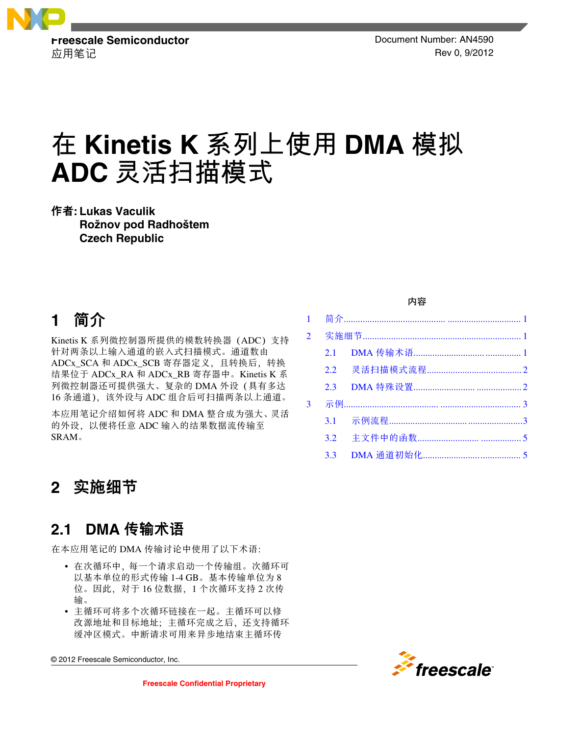Freescale Semiconductor
应用笔记

Document Number: AN4590
Rev 0, 9/2012

# 在 Kinetis K 系列上使用 DMA 模拟 ADC 灵活扫描模式

**作者: Lukas Vaculik**
**Rožnov pod Radhoštem**
**Czech Republic**

## 1 简介

Kinetis K 系列微控制器所提供的模数转换器（ADC）支持针对两条以上输入通道的嵌入式扫描模式。通道数由 ADCx_SCA 和 ADCx_SCB 寄存器定义，且转换后，转换结果位于 ADCx_RA 和 ADCx_RB 寄存器中。Kinetis K 系列微控制器还可提供强大、复杂的 DMA 外设（具有多达 16 条通道），该外设与 ADC 组合后可扫描两条以上通道。

本应用笔记介绍如何将 ADC 和 DMA 整合成为强大、灵活的外设，以便将任意 ADC 输入的结果数据流传输至 SRAM。

**内容**

1 简介 ........ 1
2 实施细节 ........ 1
  2.1 DMA 传输术语 ........ 1
  2.2 灵活扫描模式流程 ........ 2
  2.3 DMA 特殊设置 ........ 2
3 示例 ........ 3
  3.1 示例流程 ........ 3
  3.2 主文件中的函数 ........ 5
  3.3 DMA 通道初始化 ........ 5

## 2 实施细节

### 2.1 DMA 传输术语

在本应用笔记的 DMA 传输讨论中使用了以下术语:

- 在次循环中，每一个请求启动一个传输组。次循环可以基本单位的形式传输 1-4 GB。基本传输单位为 8 位。因此，对于 16 位数据，1 个次循环支持 2 次传输。
- 主循环可将多个次循环链接在一起。主循环可以修改源地址和目标地址；主循环完成之后，还支持循环缓冲区模式。中断请求可用来异步地结束主循环传

© 2012 Freescale Semiconductor, Inc.

Freescale Confidential Proprietary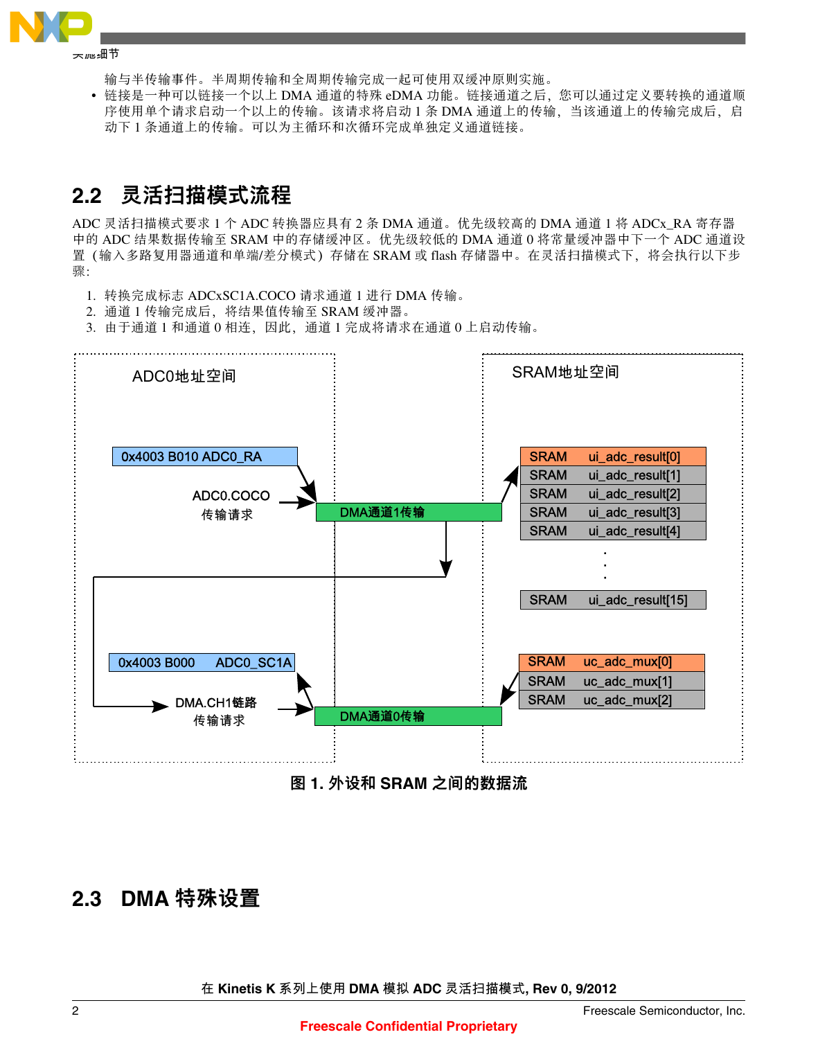输与半传输事件。半周期传输和全周期传输完成一起可使用双缓冲原则实施。

- 链接是一种可以链接一个以上 DMA 通道的特殊 eDMA 功能。链接通道之后，您可以通过定义要转换的通道顺序使用单个请求启动一个以上的传输。该请求将启动 1 条 DMA 通道上的传输，当该通道上的传输完成后，启动下 1 条通道上的传输。可以为主循环和次循环完成单独定义通道链接。

## 2.2 灵活扫描模式流程

ADC 灵活扫描模式要求 1 个 ADC 转换器应具有 2 条 DMA 通道。优先级较高的 DMA 通道 1 将 ADCx_RA 寄存器中的 ADC 结果数据传输至 SRAM 中的存储缓冲区。优先级较低的 DMA 通道 0 将常量缓冲器中下一个 ADC 通道设置（输入多路复用器通道和单端/差分模式）存储在 SRAM 或 flash 存储器中。在灵活扫描模式下，将会执行以下步骤：

1. 转换完成标志 ADCxSC1A.COCO 请求通道 1 进行 DMA 传输。
2. 通道 1 传输完成后，将结果值传输至 SRAM 缓冲器。
3. 由于通道 1 和通道 0 相连，因此，通道 1 完成将请求在通道 0 上启动传输。

ADC0地址空间

0x4003 B010 ADC0_RA

ADC0.COCO 传输请求

DMA通道1传输

0x4003 B000 ADC0_SC1A

DMA.CH1链路 传输请求

DMA通道0传输

SRAM地址空间

| SRAM | ui_adc_result[0] |
|---|---|
| SRAM | ui_adc_result[1] |
| SRAM | ui_adc_result[2] |
| SRAM | ui_adc_result[3] |
| SRAM | ui_adc_result[4] |
| ... | ... |
| SRAM | ui_adc_result[15] |

| SRAM | uc_adc_mux[0] |
|---|---|
| SRAM | uc_adc_mux[1] |
| SRAM | uc_adc_mux[2] |

**图 1. 外设和 SRAM 之间的数据流**

## 2.3 DMA 特殊设置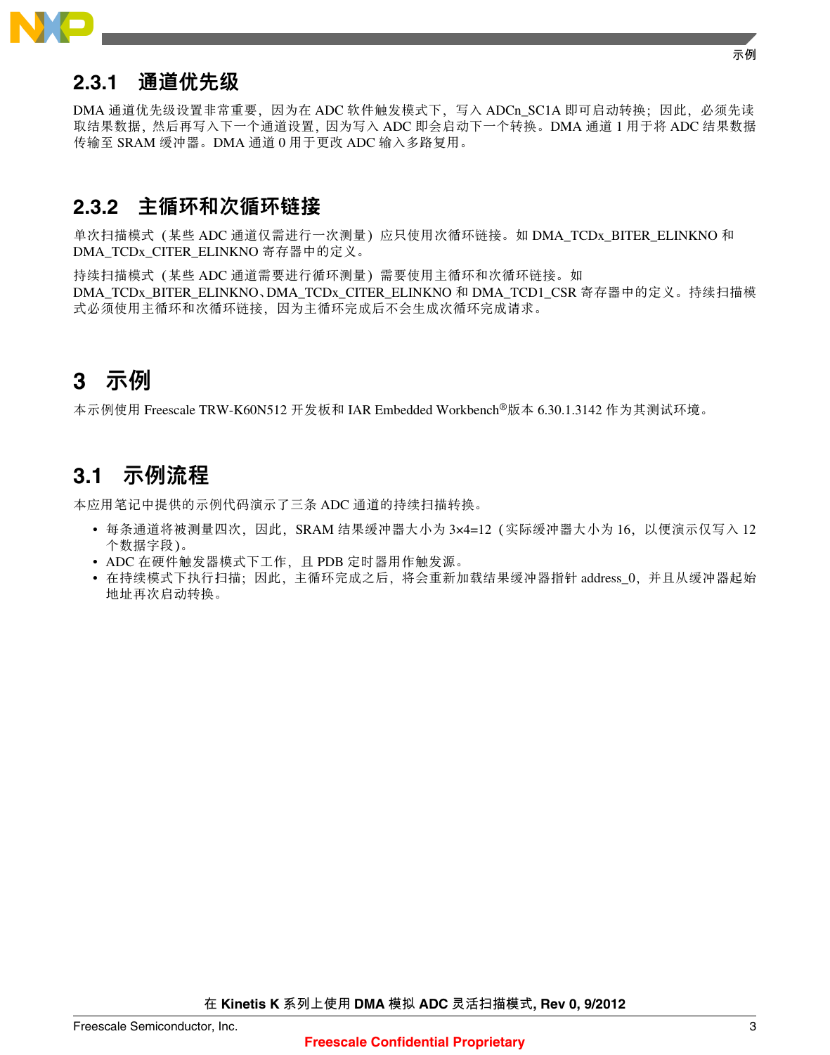### 2.3.1 通道优先级

DMA 通道优先级设置非常重要，因为在 ADC 软件触发模式下，写入 ADCn_SC1A 即可启动转换；因此，必须先读取结果数据，然后再写入下一个通道设置，因为写入 ADC 即会启动下一个转换。DMA 通道 1 用于将 ADC 结果数据传输至 SRAM 缓冲器。DMA 通道 0 用于更改 ADC 输入多路复用。

### 2.3.2 主循环和次循环链接

单次扫描模式（某些 ADC 通道仅需进行一次测量）应只使用次循环链接。如 DMA_TCDx_BITER_ELINKNO 和 DMA_TCDx_CITER_ELINKNO 寄存器中的定义。

持续扫描模式（某些 ADC 通道需要进行循环测量）需要使用主循环和次循环链接。如 DMA_TCDx_BITER_ELINKNO、DMA_TCDx_CITER_ELINKNO 和 DMA_TCD1_CSR 寄存器中的定义。持续扫描模式必须使用主循环和次循环链接，因为主循环完成后不会生成次循环完成请求。

# 3 示例

本示例使用 Freescale TRW-K60N512 开发板和 IAR Embedded Workbench®版本 6.30.1.3142 作为其测试环境。

## 3.1 示例流程

本应用笔记中提供的示例代码演示了三条 ADC 通道的持续扫描转换。

- 每条通道将被测量四次，因此，SRAM 结果缓冲器大小为 3x4=12（实际缓冲器大小为 16，以便演示仅写入 12 个数据字段）。
- ADC 在硬件触发器模式下工作，且 PDB 定时器用作触发源。
- 在持续模式下执行扫描；因此，主循环完成之后，将会重新加载结果缓冲器指针 address_0，并且从缓冲器起始地址再次启动转换。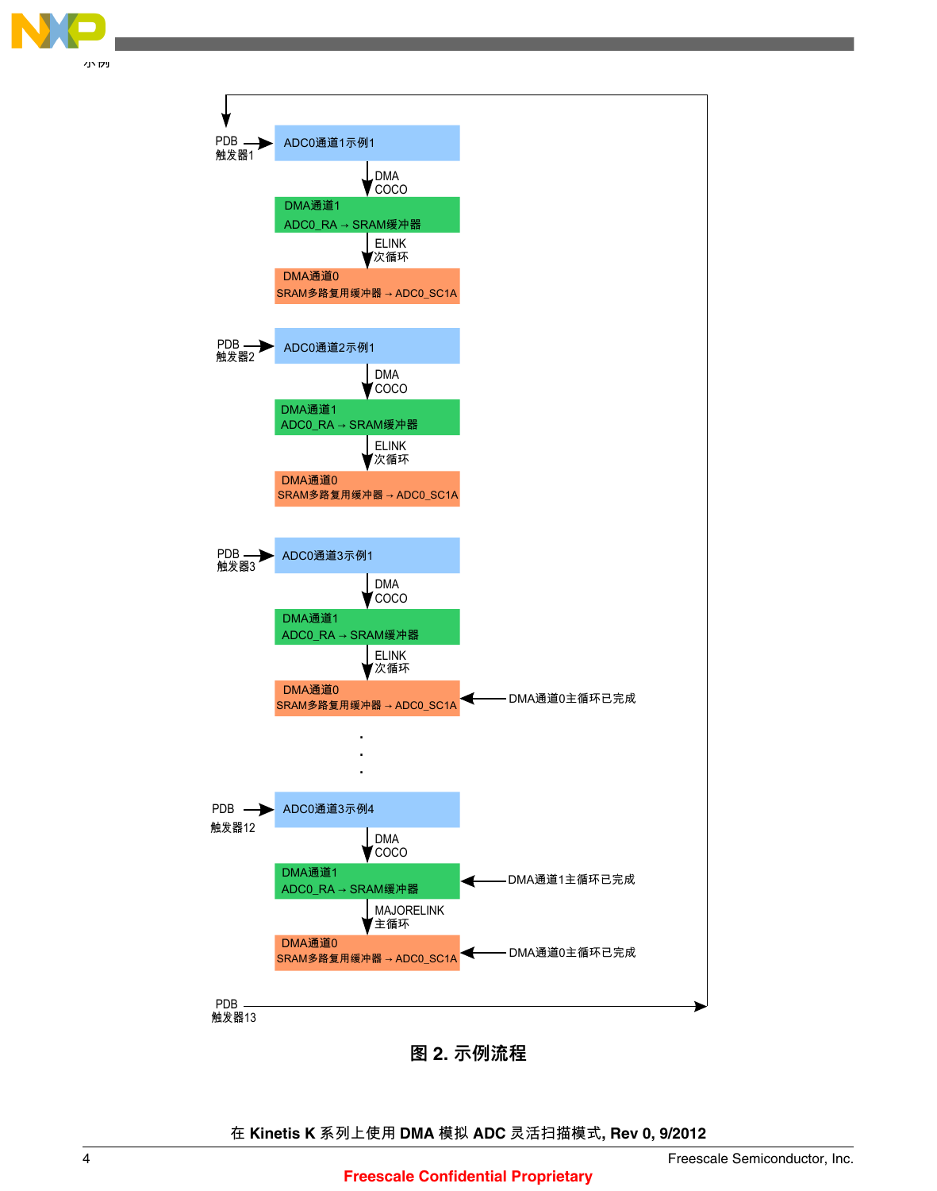PDB 触发器1 → ADC0通道1示例1

↓ DMA COCO

DMA通道1
ADC0_RA → SRAM缓冲器

↓ ELINK 次循环

DMA通道0
SRAM多路复用缓冲器 → ADC0_SC1A

PDB 触发器2 → ADC0通道2示例1

↓ DMA COCO

DMA通道1
ADC0_RA → SRAM缓冲器

↓ ELINK 次循环

DMA通道0
SRAM多路复用缓冲器 → ADC0_SC1A

PDB 触发器3 → ADC0通道3示例1

↓ DMA COCO

DMA通道1
ADC0_RA → SRAM缓冲器

↓ ELINK 次循环

DMA通道0
SRAM多路复用缓冲器 → ADC0_SC1A ← DMA通道0主循环已完成

.
.
.

PDB 触发器12 → ADC0通道3示例4

↓ DMA COCO

DMA通道1
ADC0_RA → SRAM缓冲器 ← DMA通道1主循环已完成

↓ MAJORELINK 主循环

DMA通道0
SRAM多路复用缓冲器 → ADC0_SC1A ← DMA通道0主循环已完成

PDB 触发器13 →（返回开始）

**图 2. 示例流程**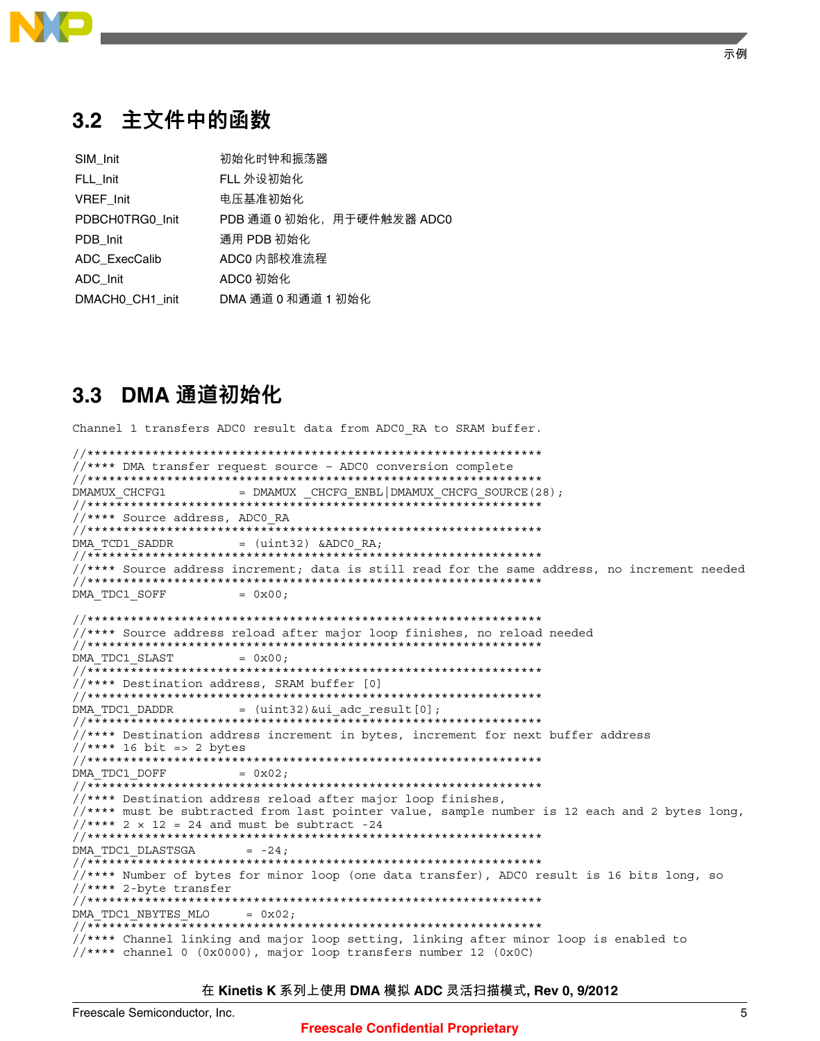## 3.2 主文件中的函数

| | |
|---|---|
| SIM_Init | 初始化时钟和振荡器 |
| FLL_Init | FLL 外设初始化 |
| VREF_Init | 电压基准初始化 |
| PDBCH0TRG0_Init | PDB 通道 0 初始化，用于硬件触发器 ADC0 |
| PDB_Init | 通用 PDB 初始化 |
| ADC_ExecCalib | ADC0 内部校准流程 |
| ADC_Init | ADC0 初始化 |
| DMACH0_CH1_init | DMA 通道 0 和通道 1 初始化 |

## 3.3 DMA 通道初始化

Channel 1 transfers ADC0 result data from ADC0_RA to SRAM buffer.

```
//***************************************************************
//**** DMA transfer request source – ADC0 conversion complete
//***************************************************************
DMAMUX_CHCFG1           = DMAMUX _CHCFG_ENBL|DMAMUX_CHCFG_SOURCE(28);
//***************************************************************
//**** Source address, ADC0_RA
//***************************************************************
DMA_TCD1_SADDR          = (uint32) &ADC0_RA;
//***************************************************************
//**** Source address increment; data is still read for the same address, no increment needed
//***************************************************************
DMA_TDC1_SOFF           = 0x00;

//***************************************************************
//**** Source address reload after major loop finishes, no reload needed
//***************************************************************
DMA_TDC1_SLAST          = 0x00;
//***************************************************************
//**** Destination address, SRAM buffer [0]
//***************************************************************
DMA_TDC1_DADDR          = (uint32)&ui_adc_result[0];
//***************************************************************
//**** Destination address increment in bytes, increment for next buffer address
//**** 16 bit => 2 bytes
//***************************************************************
DMA_TDC1_DOFF           = 0x02;
//***************************************************************
//**** Destination address reload after major loop finishes,
//**** must be subtracted from last pointer value, sample number is 12 each and 2 bytes long,
//**** 2 x 12 = 24 and must be subtract -24
//***************************************************************
DMA_TDC1_DLASTSGA        = -24;
//***************************************************************
//**** Number of bytes for minor loop (one data transfer), ADC0 result is 16 bits long, so
//**** 2-byte transfer
//***************************************************************
DMA_TDC1_NBYTES_MLO      = 0x02;
//***************************************************************
//**** Channel linking and major loop setting, linking after minor loop is enabled to
//**** channel 0 (0x0000), major loop transfers number 12 (0x0C)
```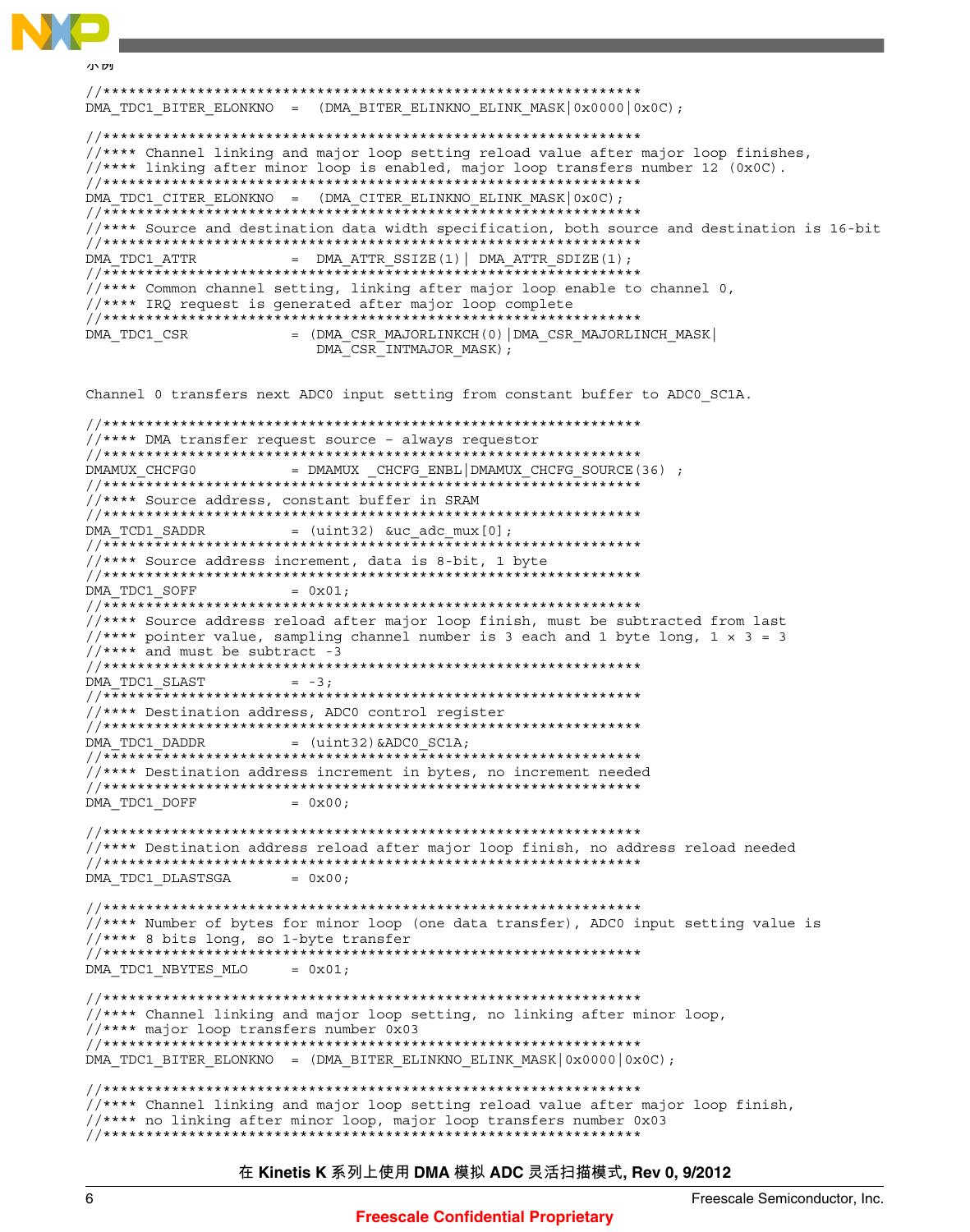```
//****************************************************************
DMA_TDC1_BITER_ELONKNO  =  (DMA_BITER_ELINKNO_ELINK_MASK|0x0000|0x0C);

//****************************************************************
//**** Channel linking and major loop setting reload value after major loop finishes,
//**** linking after minor loop is enabled, major loop transfers number 12 (0x0C).
//****************************************************************
DMA_TDC1_CITER_ELONKNO  =  (DMA_CITER_ELINKNO_ELINK_MASK|0x0C);
//****************************************************************
//**** Source and destination data width specification, both source and destination is 16-bit
//****************************************************************
DMA_TDC1_ATTR           =  DMA_ATTR_SSIZE(1)| DMA_ATTR_SDIZE(1);
//****************************************************************
//**** Common channel setting, linking after major loop enable to channel 0,
//**** IRQ request is generated after major loop complete
//****************************************************************
DMA_TDC1_CSR            = (DMA_CSR_MAJORLINKCH(0)|DMA_CSR_MAJORLINCH_MASK|
                           DMA_CSR_INTMAJOR_MASK);


Channel 0 transfers next ADC0 input setting from constant buffer to ADC0_SC1A.

//****************************************************************
//**** DMA transfer request source – always requestor
//****************************************************************
DMAMUX_CHCFG0           = DMAMUX _CHCFG_ENBL|DMAMUX_CHCFG_SOURCE(36) ;
//****************************************************************
//**** Source address, constant buffer in SRAM
//****************************************************************
DMA_TCD1_SADDR          = (uint32) &uc_adc_mux[0];
//****************************************************************
//**** Source address increment, data is 8-bit, 1 byte
//****************************************************************
DMA_TDC1_SOFF           = 0x01;
//****************************************************************
//**** Source address reload after major loop finish, must be subtracted from last
//**** pointer value, sampling channel number is 3 each and 1 byte long, 1 × 3 = 3
//**** and must be subtract -3
//****************************************************************
DMA_TDC1_SLAST          = -3;
//****************************************************************
//**** Destination address, ADC0 control register
//****************************************************************
DMA_TDC1_DADDR          = (uint32)&ADC0_SC1A;
//****************************************************************
//**** Destination address increment in bytes, no increment needed
//****************************************************************
DMA_TDC1_DOFF           = 0x00;

//****************************************************************
//**** Destination address reload after major loop finish, no address reload needed
//****************************************************************
DMA_TDC1_DLASTSGA       = 0x00;

//****************************************************************
//**** Number of bytes for minor loop (one data transfer), ADC0 input setting value is
//**** 8 bits long, so 1-byte transfer
//****************************************************************
DMA_TDC1_NBYTES_MLO     = 0x01;

//****************************************************************
//**** Channel linking and major loop setting, no linking after minor loop,
//**** major loop transfers number 0x03
//****************************************************************
DMA_TDC1_BITER_ELONKNO  = (DMA_BITER_ELINKNO_ELINK_MASK|0x0000|0x0C);

//****************************************************************
//**** Channel linking and major loop setting reload value after major loop finish,
//**** no linking after minor loop, major loop transfers number 0x03
//****************************************************************
```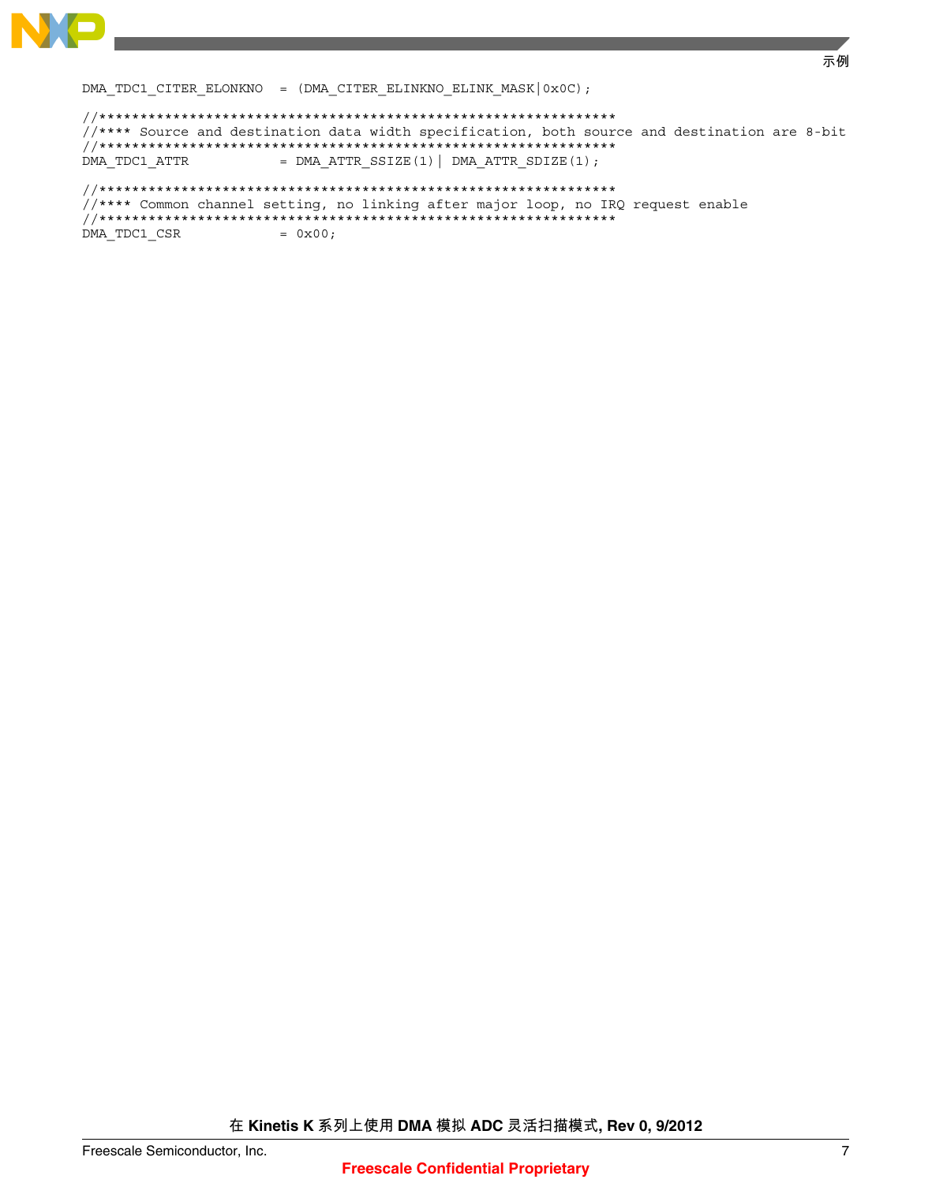```
DMA_TDC1_CITER_ELONKNO  = (DMA_CITER_ELINKNO_ELINK_MASK|0x0C);

//*****************************************************************
//**** Source and destination data width specification, both source and destination are 8-bit
//*****************************************************************
DMA_TDC1_ATTR           = DMA_ATTR_SSIZE(1)| DMA_ATTR_SDIZE(1);

//*****************************************************************
//**** Common channel setting, no linking after major loop, no IRQ request enable
//*****************************************************************
DMA_TDC1_CSR            = 0x00;
```

**Freescale Confidential Proprietary**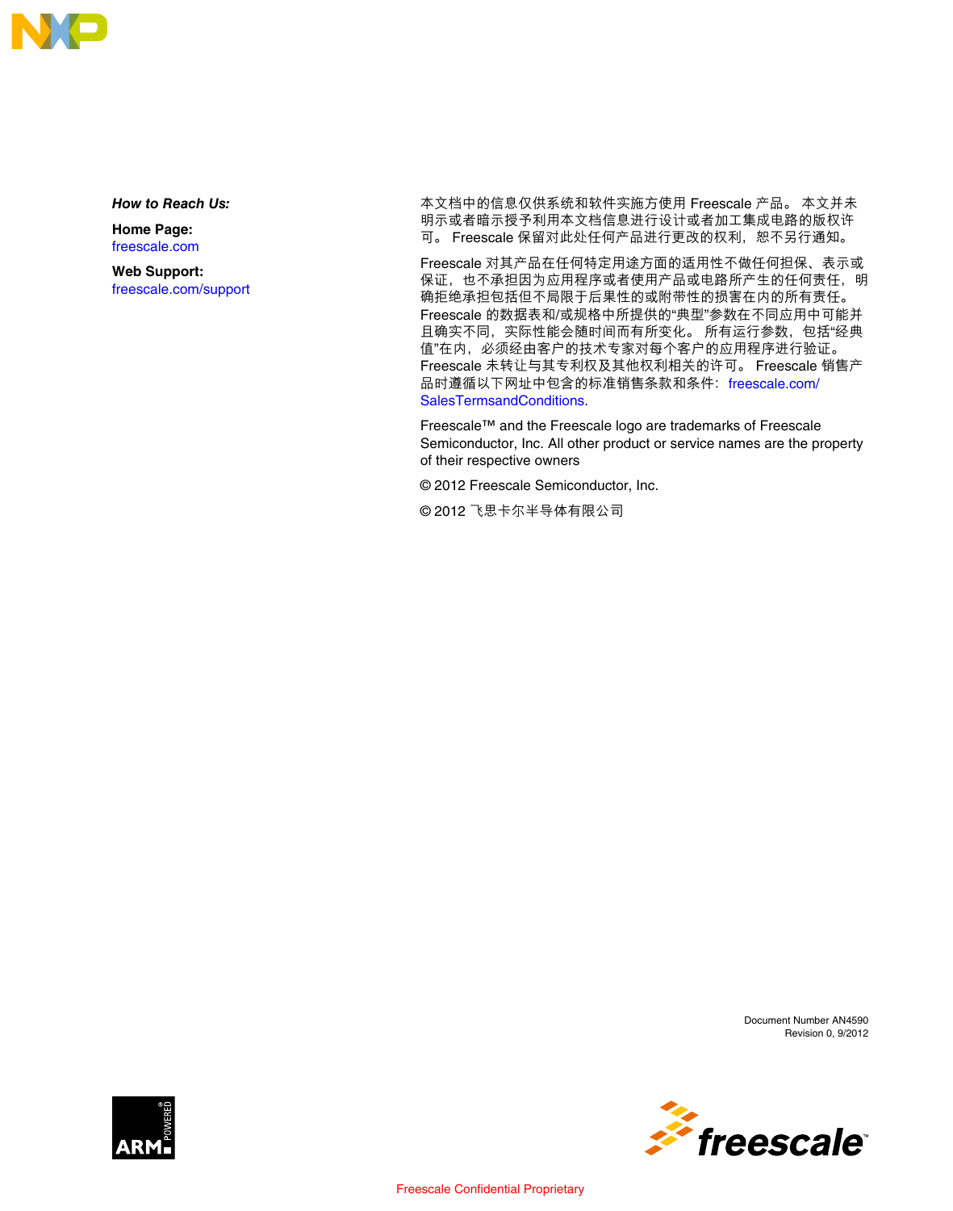***How to Reach Us:***

**Home Page:**
freescale.com

**Web Support:**
freescale.com/support

本文档中的信息仅供系统和软件实施方使用 Freescale 产品。 本文并未明示或者暗示授予利用本文档信息进行设计或者加工集成电路的版权许可。 Freescale 保留对此处任何产品进行更改的权利，恕不另行通知。

Freescale 对其产品在任何特定用途方面的适用性不做任何担保、表示或保证，也不承担因为应用程序或者使用产品或电路所产生的任何责任，明确拒绝承担包括但不局限于后果性的或附带性的损害在内的所有责任。 Freescale 的数据表和/或规格中所提供的"典型"参数在不同应用中可能并且确实不同，实际性能会随时间而有所变化。 所有运行参数，包括"经典值"在内，必须经由客户的技术专家对每个客户的应用程序进行验证。 Freescale 未转让与其专利权及其他权利相关的许可。 Freescale 销售产品时遵循以下网址中包含的标准销售条款和条件：freescale.com/SalesTermsandConditions.

Freescale™ and the Freescale logo are trademarks of Freescale Semiconductor, Inc. All other product or service names are the property of their respective owners

© 2012 Freescale Semiconductor, Inc.

© 2012 飞思卡尔半导体有限公司

Document Number AN4590
Revision 0, 9/2012

Freescale Confidential Proprietary